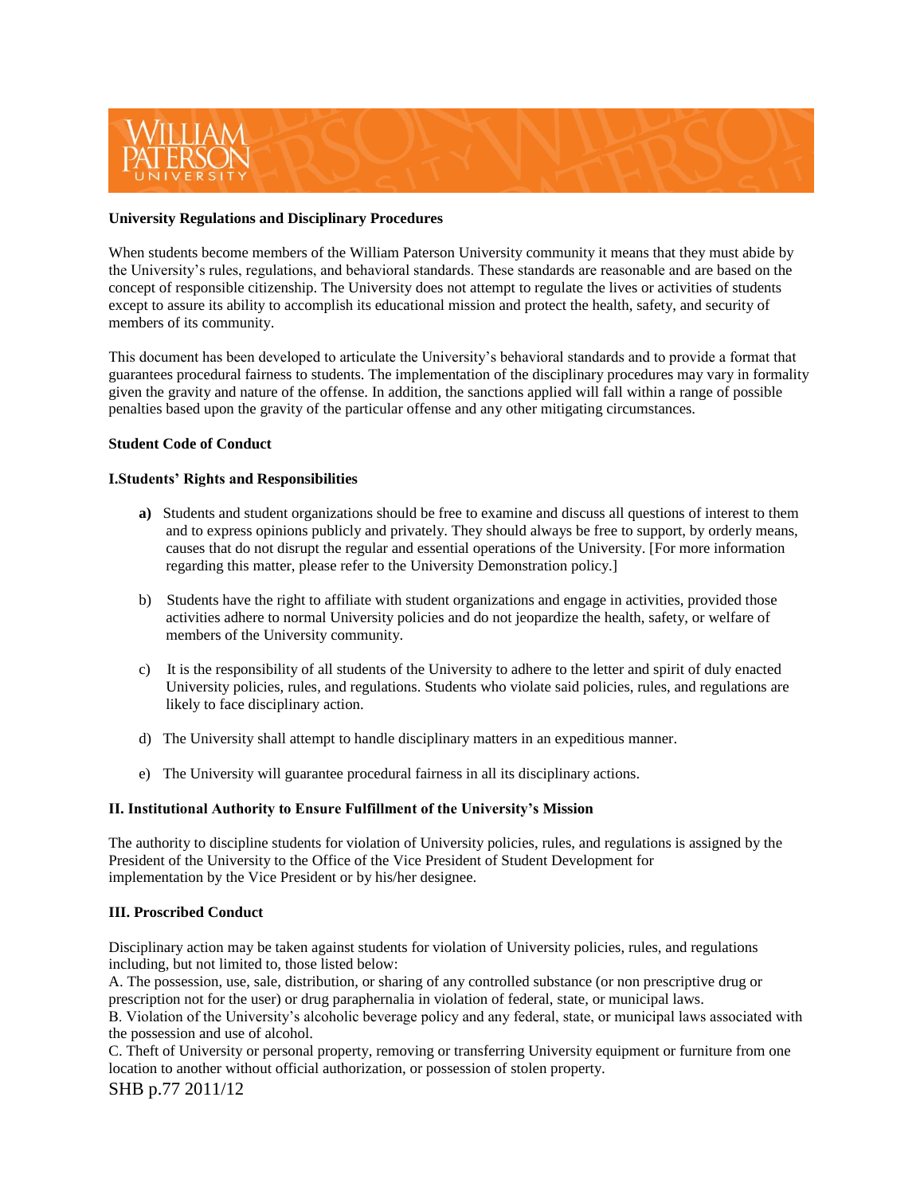**University Regulations and Disciplinary Procedures**

When students become members of the William Paterson University community it means that they must abide by the University's rules, regulations, and behavioral standards. These standards are reasonable and are based on the concept of responsible citizenship. The University does not attempt to regulate the lives or activities of students except to assure its ability to accomplish its educational mission and protect the health, safety, and security of members of its community.

This document has been developed to articulate the University's behavioral standards and to provide a format that guarantees procedural fairness to students. The implementation of the disciplinary procedures may vary in formality given the gravity and nature of the offense. In addition, the sanctions applied will fall within a range of possible penalties based upon the gravity of the particular offense and any other mitigating circumstances.

**Student Code of Conduct**

**I.Students' Rights and Responsibilities**

**a)** Students and student organizations should be free to examine and discuss all questions of interest to them and to express opinions publicly and privately. They should always be free to support, by orderly means, causes that do not disrupt the regular and essential operations of the University. [For more information regarding this matter, please refer to the University Demonstration policy.]

b) Students have the right to affiliate with student organizations and engage in activities, provided those activities adhere to normal University policies and do not jeopardize the health, safety, or welfare of members of the University community.

c) It is the responsibility of all students of the University to adhere to the letter and spirit of duly enacted University policies, rules, and regulations. Students who violate said policies, rules, and regulations are likely to face disciplinary action.

d) The University shall attempt to handle disciplinary matters in an expeditious manner.

e) The University will guarantee procedural fairness in all its disciplinary actions.

**II. Institutional Authority to Ensure Fulfillment of the University's Mission**

The authority to discipline students for violation of University policies, rules, and regulations is assigned by the President of the University to the Office of the Vice President of Student Development for implementation by the Vice President or by his/her designee.

**III. Proscribed Conduct**

Disciplinary action may be taken against students for violation of University policies, rules, and regulations including, but not limited to, those listed below:

A. The possession, use, sale, distribution, or sharing of any controlled substance (or non prescriptive drug or prescription not for the user) or drug paraphernalia in violation of federal, state, or municipal laws.

B. Violation of the University's alcoholic beverage policy and any federal, state, or municipal laws associated with the possession and use of alcohol.

C. Theft of University or personal property, removing or transferring University equipment or furniture from one location to another without official authorization, or possession of stolen property.

SHB p.77 2011/12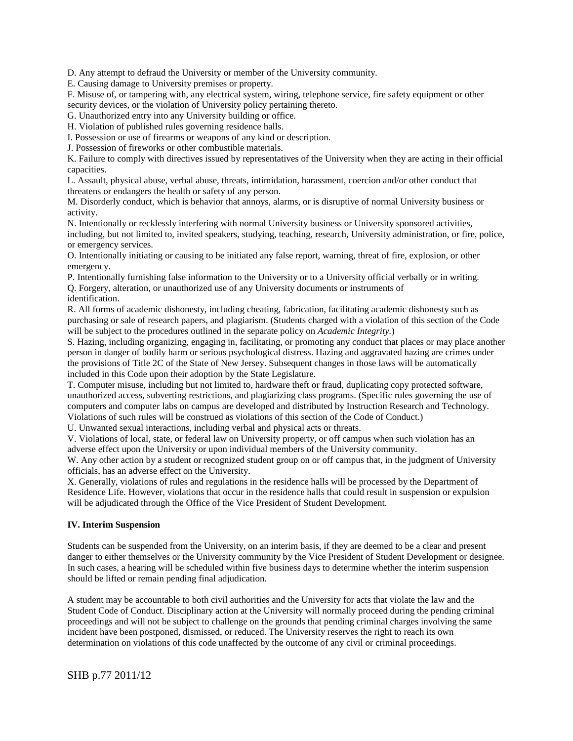D. Any attempt to defraud the University or member of the University community.

E. Causing damage to University premises or property.

F. Misuse of, or tampering with, any electrical system, wiring, telephone service, fire safety equipment or other security devices, or the violation of University policy pertaining thereto.

G. Unauthorized entry into any University building or office.

H. Violation of published rules governing residence halls.

I. Possession or use of firearms or weapons of any kind or description.

J. Possession of fireworks or other combustible materials.

K. Failure to comply with directives issued by representatives of the University when they are acting in their official capacities.

L. Assault, physical abuse, verbal abuse, threats, intimidation, harassment, coercion and/or other conduct that threatens or endangers the health or safety of any person.

M. Disorderly conduct, which is behavior that annoys, alarms, or is disruptive of normal University business or activity.

N. Intentionally or recklessly interfering with normal University business or University sponsored activities, including, but not limited to, invited speakers, studying, teaching, research, University administration, or fire, police, or emergency services.

O. Intentionally initiating or causing to be initiated any false report, warning, threat of fire, explosion, or other emergency.

P. Intentionally furnishing false information to the University or to a University official verbally or in writing.

Q. Forgery, alteration, or unauthorized use of any University documents or instruments of identification.

R. All forms of academic dishonesty, including cheating, fabrication, facilitating academic dishonesty such as purchasing or sale of research papers, and plagiarism. (Students charged with a violation of this section of the Code will be subject to the procedures outlined in the separate policy on *Academic Integrity*.)

S. Hazing, including organizing, engaging in, facilitating, or promoting any conduct that places or may place another person in danger of bodily harm or serious psychological distress. Hazing and aggravated hazing are crimes under the provisions of Title 2C of the State of New Jersey. Subsequent changes in those laws will be automatically included in this Code upon their adoption by the State Legislature.

T. Computer misuse, including but not limited to, hardware theft or fraud, duplicating copy protected software, unauthorized access, subverting restrictions, and plagiarizing class programs. (Specific rules governing the use of computers and computer labs on campus are developed and distributed by Instruction Research and Technology. Violations of such rules will be construed as violations of this section of the Code of Conduct.)

U. Unwanted sexual interactions, including verbal and physical acts or threats.

V. Violations of local, state, or federal law on University property, or off campus when such violation has an adverse effect upon the University or upon individual members of the University community.

W. Any other action by a student or recognized student group on or off campus that, in the judgment of University officials, has an adverse effect on the University.

X. Generally, violations of rules and regulations in the residence halls will be processed by the Department of Residence Life. However, violations that occur in the residence halls that could result in suspension or expulsion will be adjudicated through the Office of the Vice President of Student Development.

**IV. Interim Suspension**

Students can be suspended from the University, on an interim basis, if they are deemed to be a clear and present danger to either themselves or the University community by the Vice President of Student Development or designee. In such cases, a hearing will be scheduled within five business days to determine whether the interim suspension should be lifted or remain pending final adjudication.

A student may be accountable to both civil authorities and the University for acts that violate the law and the Student Code of Conduct. Disciplinary action at the University will normally proceed during the pending criminal proceedings and will not be subject to challenge on the grounds that pending criminal charges involving the same incident have been postponed, dismissed, or reduced. The University reserves the right to reach its own determination on violations of this code unaffected by the outcome of any civil or criminal proceedings.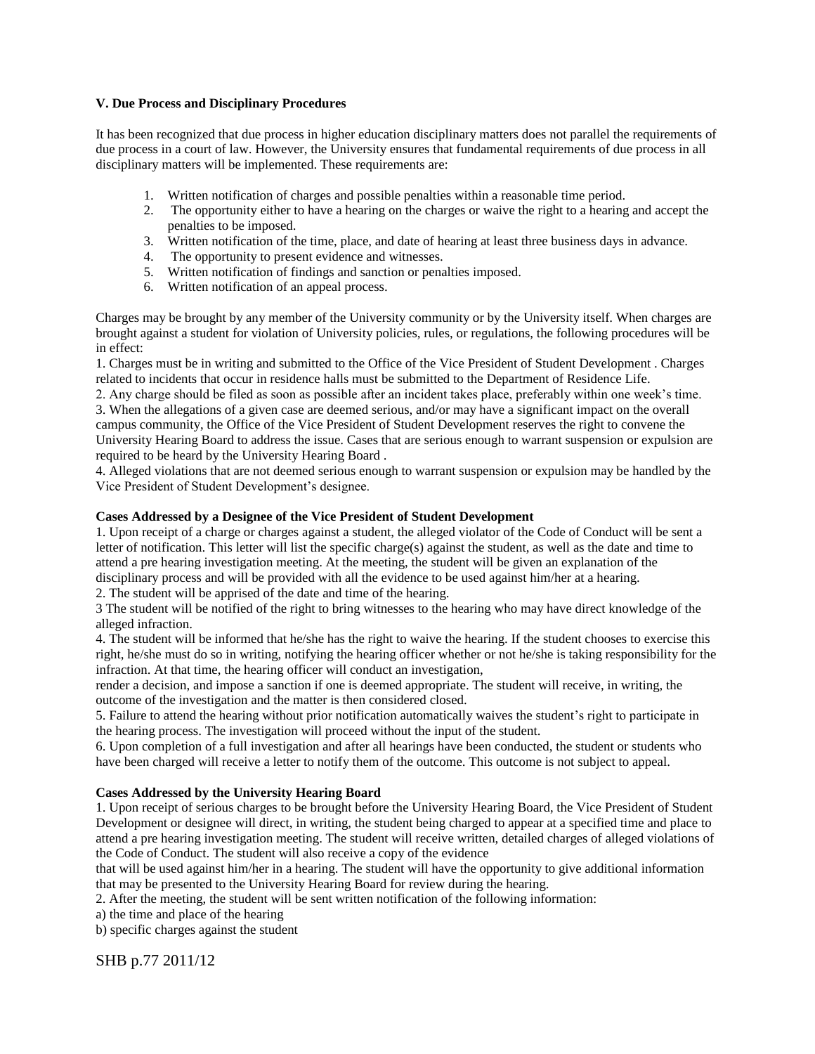**V. Due Process and Disciplinary Procedures**

It has been recognized that due process in higher education disciplinary matters does not parallel the requirements of due process in a court of law. However, the University ensures that fundamental requirements of due process in all disciplinary matters will be implemented. These requirements are:

1. Written notification of charges and possible penalties within a reasonable time period.
2. The opportunity either to have a hearing on the charges or waive the right to a hearing and accept the penalties to be imposed.
3. Written notification of the time, place, and date of hearing at least three business days in advance.
4. The opportunity to present evidence and witnesses.
5. Written notification of findings and sanction or penalties imposed.
6. Written notification of an appeal process.

Charges may be brought by any member of the University community or by the University itself. When charges are brought against a student for violation of University policies, rules, or regulations, the following procedures will be in effect:

1. Charges must be in writing and submitted to the Office of the Vice President of Student Development . Charges related to incidents that occur in residence halls must be submitted to the Department of Residence Life.
2. Any charge should be filed as soon as possible after an incident takes place, preferably within one week's time.
3. When the allegations of a given case are deemed serious, and/or may have a significant impact on the overall campus community, the Office of the Vice President of Student Development reserves the right to convene the University Hearing Board to address the issue. Cases that are serious enough to warrant suspension or expulsion are required to be heard by the University Hearing Board .
4. Alleged violations that are not deemed serious enough to warrant suspension or expulsion may be handled by the Vice President of Student Development's designee.

**Cases Addressed by a Designee of the Vice President of Student Development**

1. Upon receipt of a charge or charges against a student, the alleged violator of the Code of Conduct will be sent a letter of notification. This letter will list the specific charge(s) against the student, as well as the date and time to attend a pre hearing investigation meeting. At the meeting, the student will be given an explanation of the disciplinary process and will be provided with all the evidence to be used against him/her at a hearing.
2. The student will be apprised of the date and time of the hearing.

3 The student will be notified of the right to bring witnesses to the hearing who may have direct knowledge of the alleged infraction.

4. The student will be informed that he/she has the right to waive the hearing. If the student chooses to exercise this right, he/she must do so in writing, notifying the hearing officer whether or not he/she is taking responsibility for the infraction. At that time, the hearing officer will conduct an investigation, render a decision, and impose a sanction if one is deemed appropriate. The student will receive, in writing, the outcome of the investigation and the matter is then considered closed.
5. Failure to attend the hearing without prior notification automatically waives the student's right to participate in the hearing process. The investigation will proceed without the input of the student.
6. Upon completion of a full investigation and after all hearings have been conducted, the student or students who have been charged will receive a letter to notify them of the outcome. This outcome is not subject to appeal.

**Cases Addressed by the University Hearing Board**

1. Upon receipt of serious charges to be brought before the University Hearing Board, the Vice President of Student Development or designee will direct, in writing, the student being charged to appear at a specified time and place to attend a pre hearing investigation meeting. The student will receive written, detailed charges of alleged violations of the Code of Conduct. The student will also receive a copy of the evidence that will be used against him/her in a hearing. The student will have the opportunity to give additional information that may be presented to the University Hearing Board for review during the hearing.
2. After the meeting, the student will be sent written notification of the following information:

a) the time and place of the hearing

b) specific charges against the student

SHB p.77 2011/12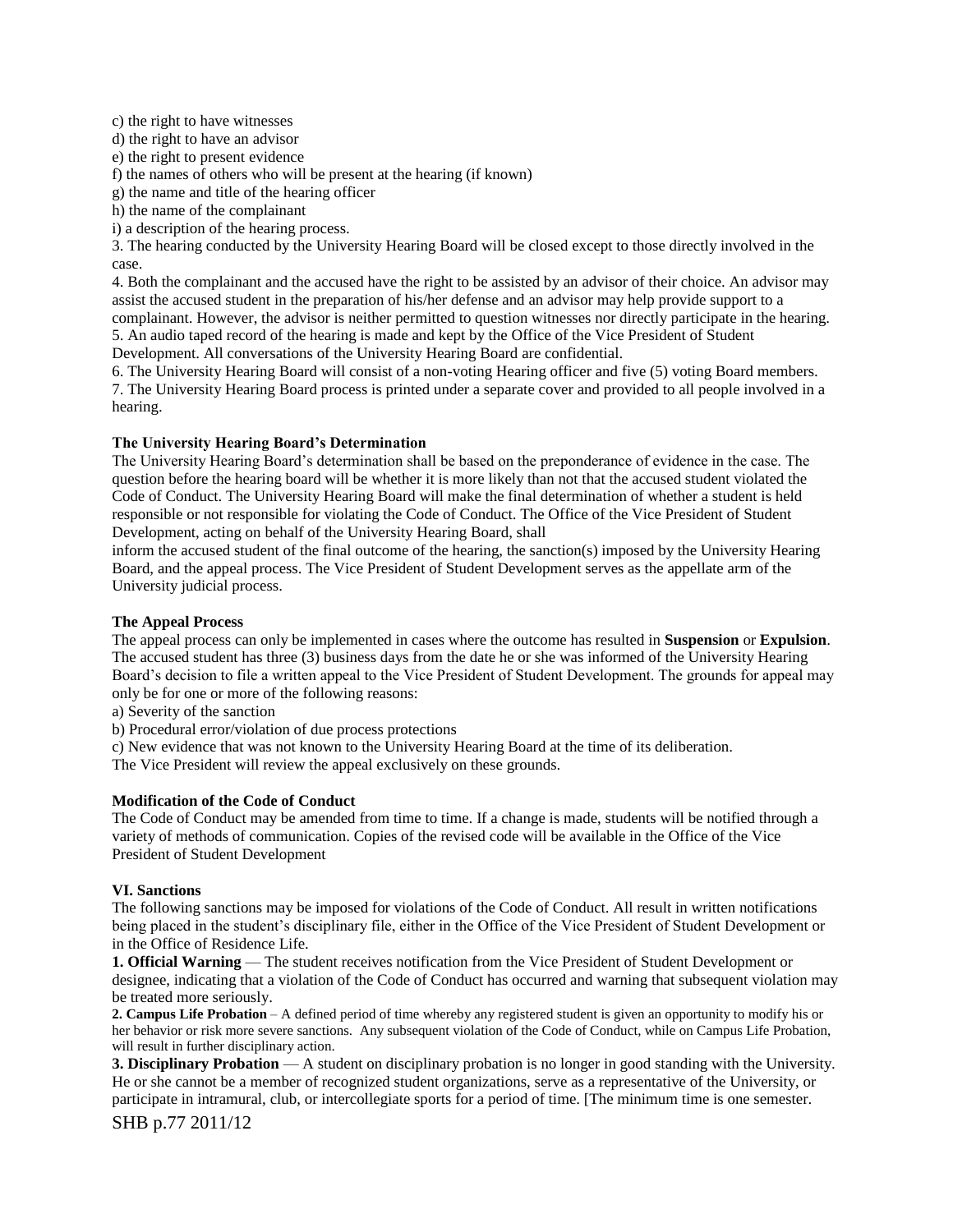c) the right to have witnesses
d) the right to have an advisor
e) the right to present evidence
f) the names of others who will be present at the hearing (if known)
g) the name and title of the hearing officer
h) the name of the complainant
i) a description of the hearing process.

3. The hearing conducted by the University Hearing Board will be closed except to those directly involved in the case.
4. Both the complainant and the accused have the right to be assisted by an advisor of their choice. An advisor may assist the accused student in the preparation of his/her defense and an advisor may help provide support to a complainant. However, the advisor is neither permitted to question witnesses nor directly participate in the hearing.
5. An audio taped record of the hearing is made and kept by the Office of the Vice President of Student Development. All conversations of the University Hearing Board are confidential.
6. The University Hearing Board will consist of a non-voting Hearing officer and five (5) voting Board members.
7. The University Hearing Board process is printed under a separate cover and provided to all people involved in a hearing.

**The University Hearing Board's Determination**

The University Hearing Board's determination shall be based on the preponderance of evidence in the case. The question before the hearing board will be whether it is more likely than not that the accused student violated the Code of Conduct. The University Hearing Board will make the final determination of whether a student is held responsible or not responsible for violating the Code of Conduct. The Office of the Vice President of Student Development, acting on behalf of the University Hearing Board, shall inform the accused student of the final outcome of the hearing, the sanction(s) imposed by the University Hearing Board, and the appeal process. The Vice President of Student Development serves as the appellate arm of the University judicial process.

**The Appeal Process**

The appeal process can only be implemented in cases where the outcome has resulted in **Suspension** or **Expulsion**. The accused student has three (3) business days from the date he or she was informed of the University Hearing Board's decision to file a written appeal to the Vice President of Student Development. The grounds for appeal may only be for one or more of the following reasons:

a) Severity of the sanction
b) Procedural error/violation of due process protections
c) New evidence that was not known to the University Hearing Board at the time of its deliberation.

The Vice President will review the appeal exclusively on these grounds.

**Modification of the Code of Conduct**

The Code of Conduct may be amended from time to time. If a change is made, students will be notified through a variety of methods of communication. Copies of the revised code will be available in the Office of the Vice President of Student Development

**VI. Sanctions**

The following sanctions may be imposed for violations of the Code of Conduct. All result in written notifications being placed in the student's disciplinary file, either in the Office of the Vice President of Student Development or in the Office of Residence Life.

**1. Official Warning** — The student receives notification from the Vice President of Student Development or designee, indicating that a violation of the Code of Conduct has occurred and warning that subsequent violation may be treated more seriously.

**2. Campus Life Probation** – A defined period of time whereby any registered student is given an opportunity to modify his or her behavior or risk more severe sanctions. Any subsequent violation of the Code of Conduct, while on Campus Life Probation, will result in further disciplinary action.

**3. Disciplinary Probation** — A student on disciplinary probation is no longer in good standing with the University. He or she cannot be a member of recognized student organizations, serve as a representative of the University, or participate in intramural, club, or intercollegiate sports for a period of time. [The minimum time is one semester.

SHB p.77 2011/12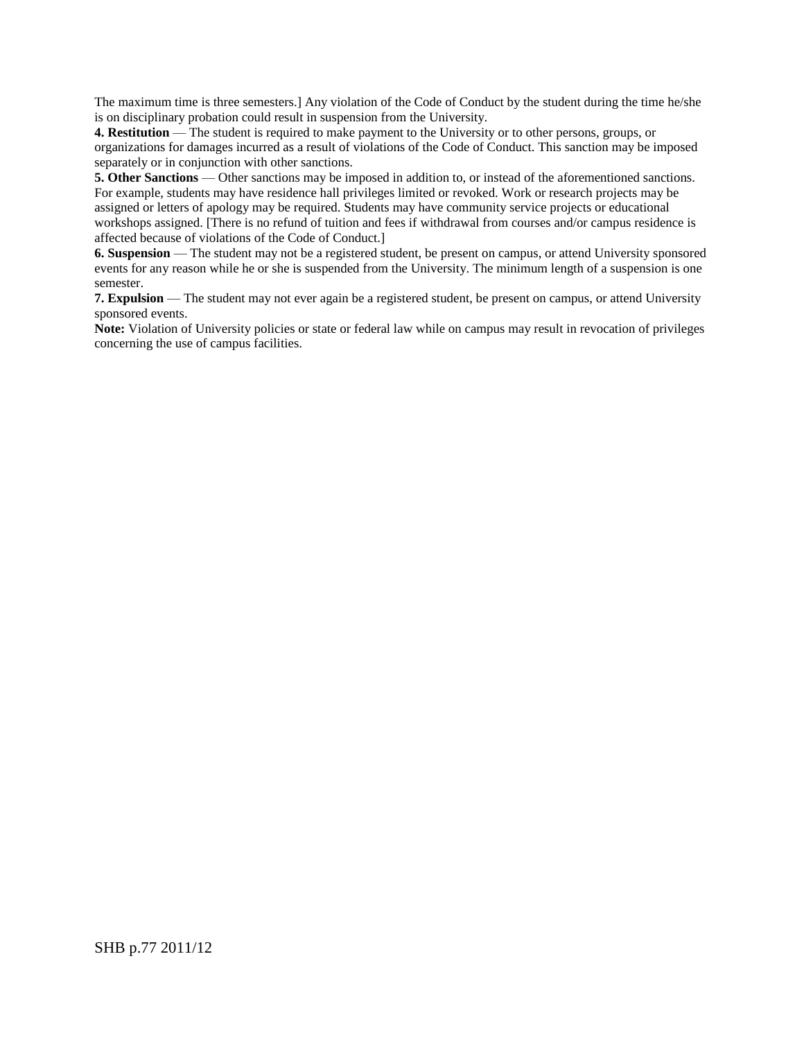The maximum time is three semesters.] Any violation of the Code of Conduct by the student during the time he/she is on disciplinary probation could result in suspension from the University.

**4. Restitution** — The student is required to make payment to the University or to other persons, groups, or organizations for damages incurred as a result of violations of the Code of Conduct. This sanction may be imposed separately or in conjunction with other sanctions.

**5. Other Sanctions** — Other sanctions may be imposed in addition to, or instead of the aforementioned sanctions. For example, students may have residence hall privileges limited or revoked. Work or research projects may be assigned or letters of apology may be required. Students may have community service projects or educational workshops assigned. [There is no refund of tuition and fees if withdrawal from courses and/or campus residence is affected because of violations of the Code of Conduct.]

**6. Suspension** — The student may not be a registered student, be present on campus, or attend University sponsored events for any reason while he or she is suspended from the University. The minimum length of a suspension is one semester.

**7. Expulsion** — The student may not ever again be a registered student, be present on campus, or attend University sponsored events.

**Note:** Violation of University policies or state or federal law while on campus may result in revocation of privileges concerning the use of campus facilities.